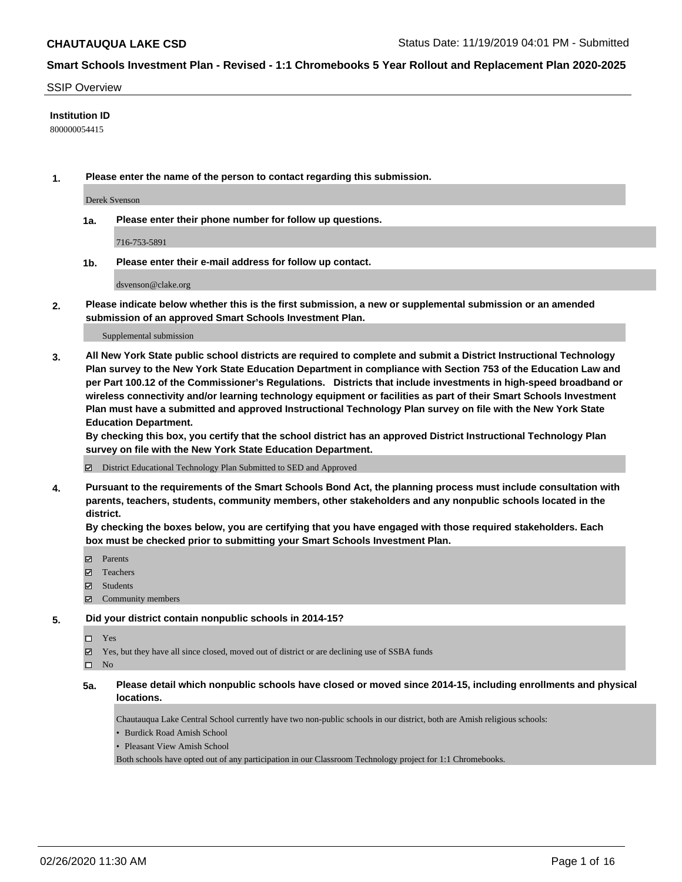# CHAUTAUQUA LAKE CSD

Status Date: 11/19/2019 04:01 PM - Submitted

## Smart Schools Investment Plan - Revised - 1:1 Chromebooks 5 Year Rollout and Replacement Plan 2020-2025

SSIP Overview

**Institution ID**

800000054415

**1. Please enter the name of the person to contact regarding this submission.**

Derek Svenson

**1a. Please enter their phone number for follow up questions.**

716-753-5891

**1b. Please enter their e-mail address for follow up contact.**

dsvenson@clake.org

**2. Please indicate below whether this is the first submission, a new or supplemental submission or an amended submission of an approved Smart Schools Investment Plan.**

Supplemental submission

**3. All New York State public school districts are required to complete and submit a District Instructional Technology Plan survey to the New York State Education Department in compliance with Section 753 of the Education Law and per Part 100.12 of the Commissioner's Regulations. Districts that include investments in high-speed broadband or wireless connectivity and/or learning technology equipment or facilities as part of their Smart Schools Investment Plan must have a submitted and approved Instructional Technology Plan survey on file with the New York State Education Department.**
**By checking this box, you certify that the school district has an approved District Instructional Technology Plan survey on file with the New York State Education Department.**

☑ District Educational Technology Plan Submitted to SED and Approved

**4. Pursuant to the requirements of the Smart Schools Bond Act, the planning process must include consultation with parents, teachers, students, community members, other stakeholders and any nonpublic schools located in the district.**
**By checking the boxes below, you are certifying that you have engaged with those required stakeholders. Each box must be checked prior to submitting your Smart Schools Investment Plan.**

☑ Parents
☑ Teachers
☑ Students
☑ Community members

**5. Did your district contain nonpublic schools in 2014-15?**

☐ Yes
☑ Yes, but they have all since closed, moved out of district or are declining use of SSBA funds
☐ No

**5a. Please detail which nonpublic schools have closed or moved since 2014-15, including enrollments and physical locations.**

Chautauqua Lake Central School currently have two non-public schools in our district, both are Amish religious schools:

- Burdick Road Amish School
- Pleasant View Amish School

Both schools have opted out of any participation in our Classroom Technology project for 1:1 Chromebooks.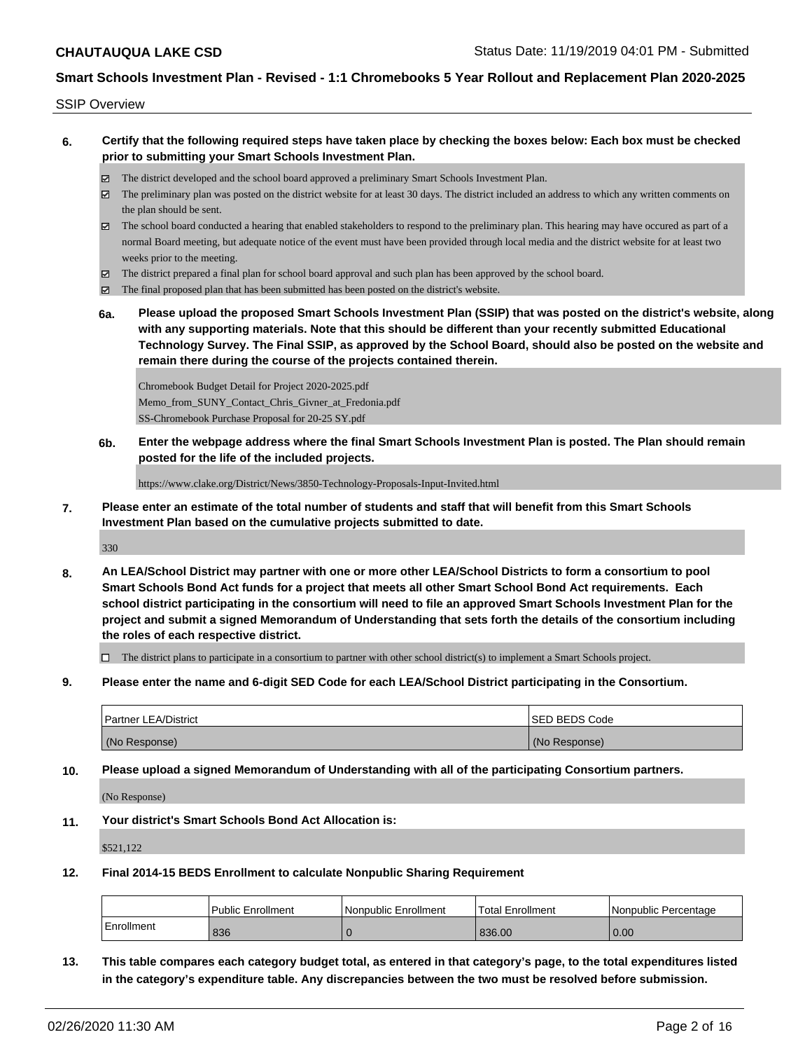SSIP Overview

**6. Certify that the following required steps have taken place by checking the boxes below: Each box must be checked prior to submitting your Smart Schools Investment Plan.**

- ☑ The district developed and the school board approved a preliminary Smart Schools Investment Plan.
- ☑ The preliminary plan was posted on the district website for at least 30 days. The district included an address to which any written comments on the plan should be sent.
- ☑ The school board conducted a hearing that enabled stakeholders to respond to the preliminary plan. This hearing may have occured as part of a normal Board meeting, but adequate notice of the event must have been provided through local media and the district website for at least two weeks prior to the meeting.
- ☑ The district prepared a final plan for school board approval and such plan has been approved by the school board.
- ☑ The final proposed plan that has been submitted has been posted on the district's website.

**6a. Please upload the proposed Smart Schools Investment Plan (SSIP) that was posted on the district's website, along with any supporting materials. Note that this should be different than your recently submitted Educational Technology Survey. The Final SSIP, as approved by the School Board, should also be posted on the website and remain there during the course of the projects contained therein.**

Chromebook Budget Detail for Project 2020-2025.pdf
Memo_from_SUNY_Contact_Chris_Givner_at_Fredonia.pdf
SS-Chromebook Purchase Proposal for 20-25 SY.pdf

**6b. Enter the webpage address where the final Smart Schools Investment Plan is posted. The Plan should remain posted for the life of the included projects.**

https://www.clake.org/District/News/3850-Technology-Proposals-Input-Invited.html

**7. Please enter an estimate of the total number of students and staff that will benefit from this Smart Schools Investment Plan based on the cumulative projects submitted to date.**

330

**8. An LEA/School District may partner with one or more other LEA/School Districts to form a consortium to pool Smart Schools Bond Act funds for a project that meets all other Smart School Bond Act requirements. Each school district participating in the consortium will need to file an approved Smart Schools Investment Plan for the project and submit a signed Memorandum of Understanding that sets forth the details of the consortium including the roles of each respective district.**

- ☐ The district plans to participate in a consortium to partner with other school district(s) to implement a Smart Schools project.

**9. Please enter the name and 6-digit SED Code for each LEA/School District participating in the Consortium.**

| Partner LEA/District | SED BEDS Code |
|---|---|
| (No Response) | (No Response) |

**10. Please upload a signed Memorandum of Understanding with all of the participating Consortium partners.**

(No Response)

**11. Your district's Smart Schools Bond Act Allocation is:**

$521,122

**12. Final 2014-15 BEDS Enrollment to calculate Nonpublic Sharing Requirement**

| | Public Enrollment | Nonpublic Enrollment | Total Enrollment | Nonpublic Percentage |
|---|---|---|---|---|
| Enrollment | 836 | 0 | 836.00 | 0.00 |

**13. This table compares each category budget total, as entered in that category's page, to the total expenditures listed in the category's expenditure table. Any discrepancies between the two must be resolved before submission.**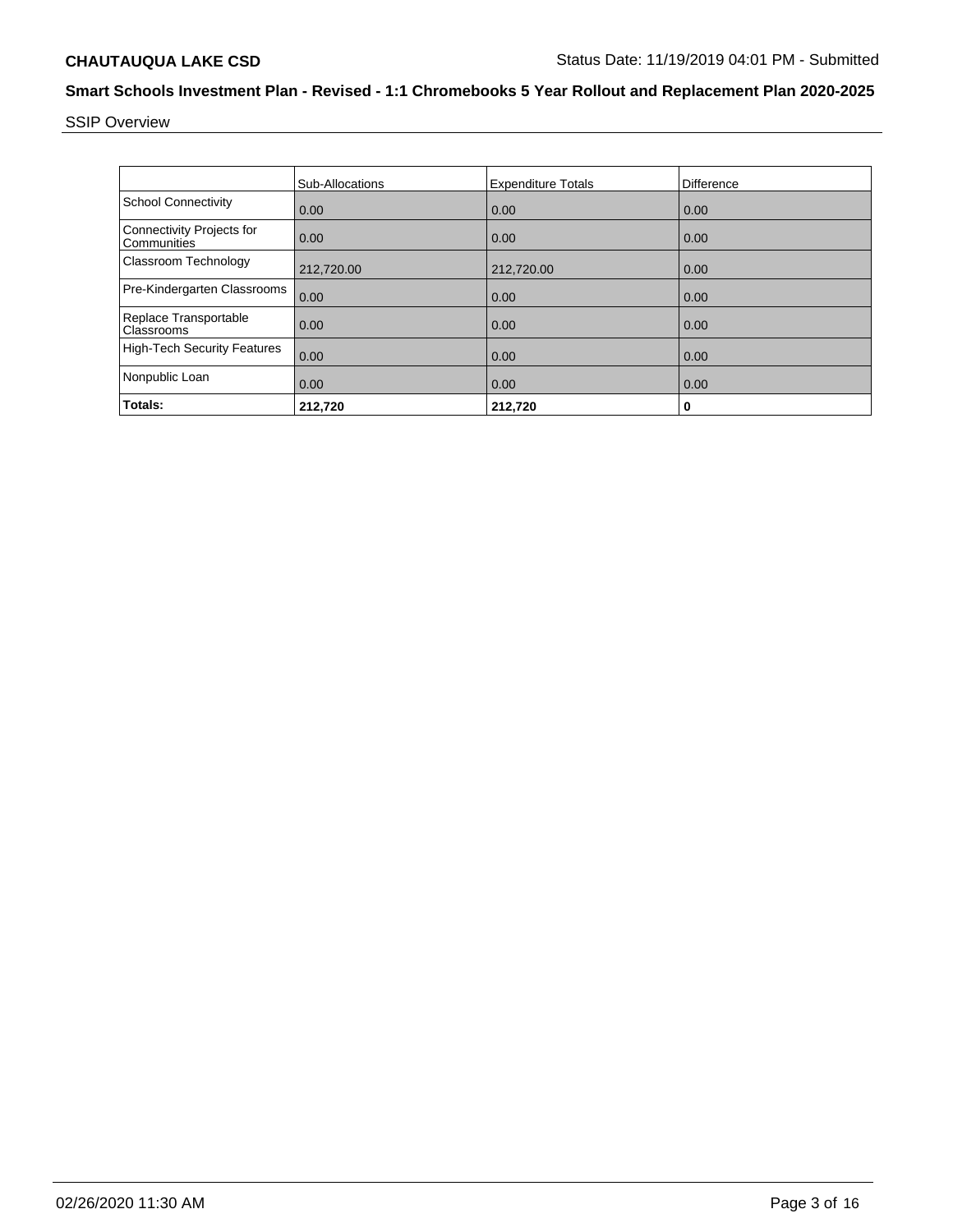## SSIP Overview

|  | Sub-Allocations | Expenditure Totals | Difference |
|---|---|---|---|
| School Connectivity | 0.00 | 0.00 | 0.00 |
| Connectivity Projects for Communities | 0.00 | 0.00 | 0.00 |
| Classroom Technology | 212,720.00 | 212,720.00 | 0.00 |
| Pre-Kindergarten Classrooms | 0.00 | 0.00 | 0.00 |
| Replace Transportable Classrooms | 0.00 | 0.00 | 0.00 |
| High-Tech Security Features | 0.00 | 0.00 | 0.00 |
| Nonpublic Loan | 0.00 | 0.00 | 0.00 |
| **Totals:** | **212,720** | **212,720** | **0** |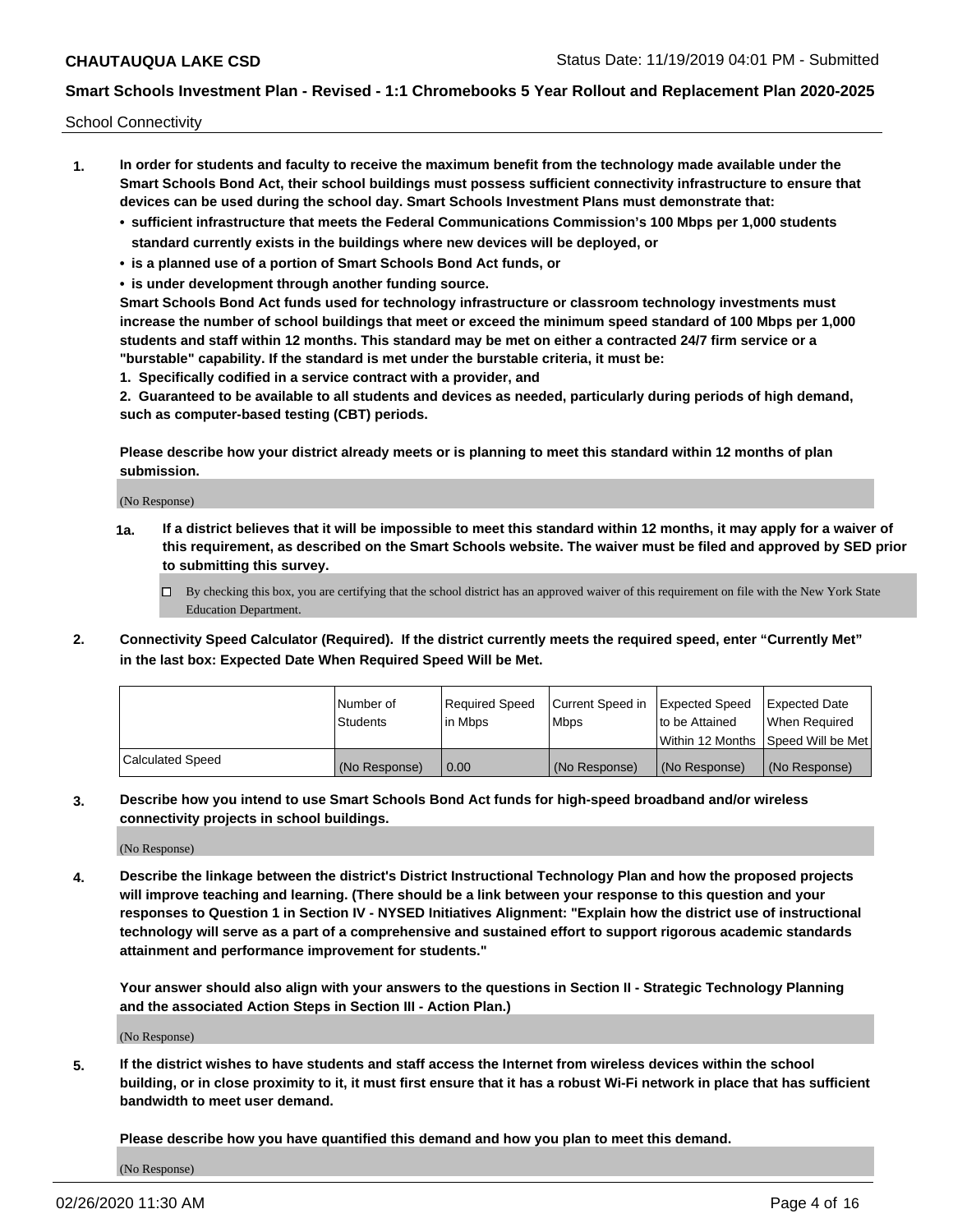School Connectivity

1. **In order for students and faculty to receive the maximum benefit from the technology made available under the Smart Schools Bond Act, their school buildings must possess sufficient connectivity infrastructure to ensure that devices can be used during the school day. Smart Schools Investment Plans must demonstrate that:**
   - **sufficient infrastructure that meets the Federal Communications Commission's 100 Mbps per 1,000 students standard currently exists in the buildings where new devices will be deployed, or**
   - **is a planned use of a portion of Smart Schools Bond Act funds, or**
   - **is under development through another funding source.**

   **Smart Schools Bond Act funds used for technology infrastructure or classroom technology investments must increase the number of school buildings that meet or exceed the minimum speed standard of 100 Mbps per 1,000 students and staff within 12 months. This standard may be met on either a contracted 24/7 firm service or a "burstable" capability. If the standard is met under the burstable criteria, it must be:**

   **1. Specifically codified in a service contract with a provider, and**

   **2. Guaranteed to be available to all students and devices as needed, particularly during periods of high demand, such as computer-based testing (CBT) periods.**

   **Please describe how your district already meets or is planning to meet this standard within 12 months of plan submission.**

   (No Response)

   **1a. If a district believes that it will be impossible to meet this standard within 12 months, it may apply for a waiver of this requirement, as described on the Smart Schools website. The waiver must be filed and approved by SED prior to submitting this survey.**

   ☐ By checking this box, you are certifying that the school district has an approved waiver of this requirement on file with the New York State Education Department.

2. **Connectivity Speed Calculator (Required). If the district currently meets the required speed, enter "Currently Met" in the last box: Expected Date When Required Speed Will be Met.**

| | Number of Students | Required Speed in Mbps | Current Speed in Mbps | Expected Speed to be Attained Within 12 Months | Expected Date When Required Speed Will be Met |
|---|---|---|---|---|---|
| Calculated Speed | (No Response) | 0.00 | (No Response) | (No Response) | (No Response) |

3. **Describe how you intend to use Smart Schools Bond Act funds for high-speed broadband and/or wireless connectivity projects in school buildings.**

   (No Response)

4. **Describe the linkage between the district's District Instructional Technology Plan and how the proposed projects will improve teaching and learning. (There should be a link between your response to this question and your responses to Question 1 in Section IV - NYSED Initiatives Alignment: "Explain how the district use of instructional technology will serve as a part of a comprehensive and sustained effort to support rigorous academic standards attainment and performance improvement for students."**

   **Your answer should also align with your answers to the questions in Section II - Strategic Technology Planning and the associated Action Steps in Section III - Action Plan.)**

   (No Response)

5. **If the district wishes to have students and staff access the Internet from wireless devices within the school building, or in close proximity to it, it must first ensure that it has a robust Wi-Fi network in place that has sufficient bandwidth to meet user demand.**

   **Please describe how you have quantified this demand and how you plan to meet this demand.**

   (No Response)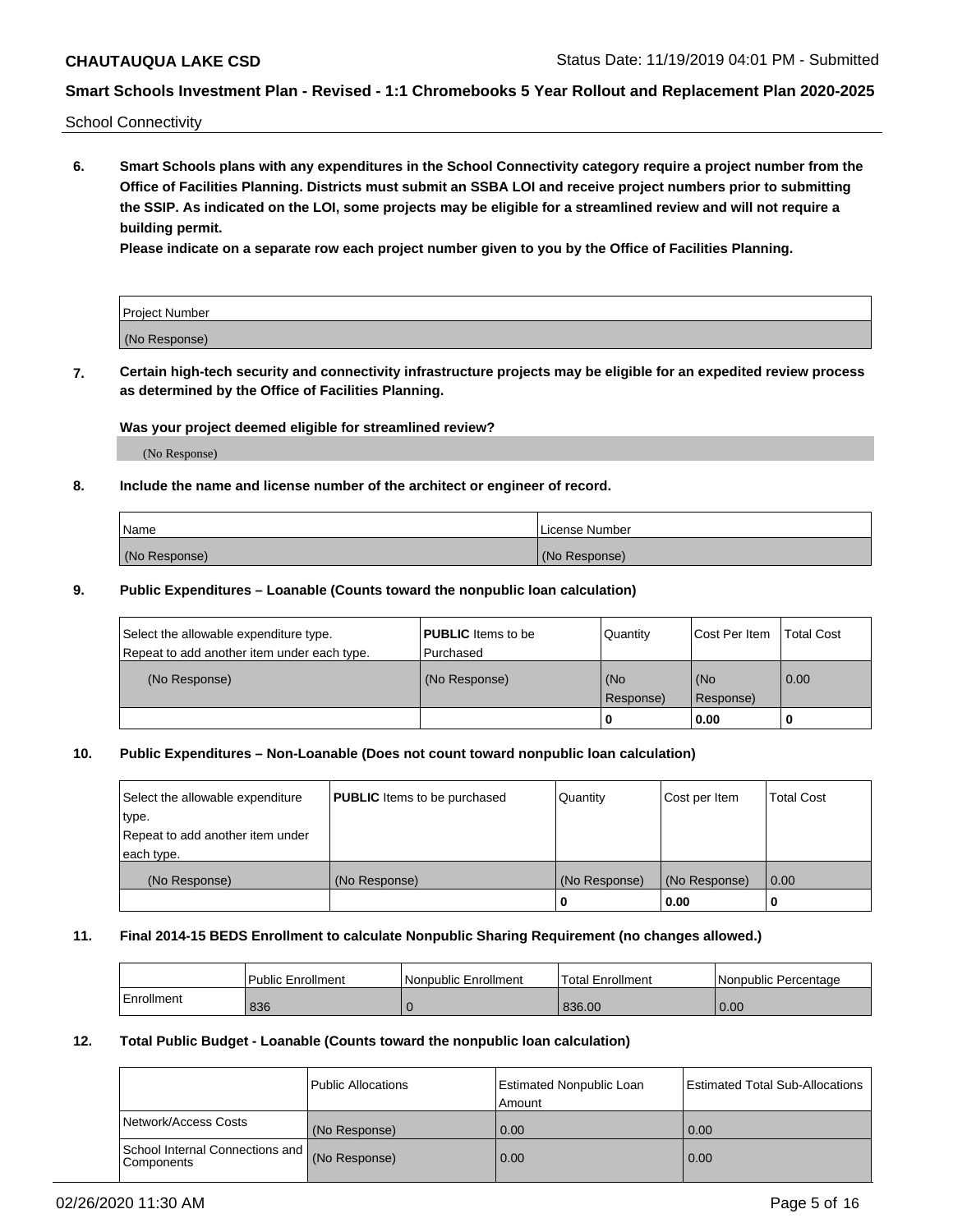School Connectivity

**6. Smart Schools plans with any expenditures in the School Connectivity category require a project number from the Office of Facilities Planning. Districts must submit an SSBA LOI and receive project numbers prior to submitting the SSIP. As indicated on the LOI, some projects may be eligible for a streamlined review and will not require a building permit.**

**Please indicate on a separate row each project number given to you by the Office of Facilities Planning.**

| Project Number |
|---|
| (No Response) |

**7. Certain high-tech security and connectivity infrastructure projects may be eligible for an expedited review process as determined by the Office of Facilities Planning.**

**Was your project deemed eligible for streamlined review?**

(No Response)

**8. Include the name and license number of the architect or engineer of record.**

| Name | License Number |
|---|---|
| (No Response) | (No Response) |

**9. Public Expenditures – Loanable (Counts toward the nonpublic loan calculation)**

| Select the allowable expenditure type. Repeat to add another item under each type. | **PUBLIC** Items to be Purchased | Quantity | Cost Per Item | Total Cost |
|---|---|---|---|---|
| (No Response) | (No Response) | (No Response) | (No Response) | 0.00 |
| | | 0 | 0.00 | 0 |

**10. Public Expenditures – Non-Loanable (Does not count toward nonpublic loan calculation)**

| Select the allowable expenditure type. Repeat to add another item under each type. | **PUBLIC** Items to be purchased | Quantity | Cost per Item | Total Cost |
|---|---|---|---|---|
| (No Response) | (No Response) | (No Response) | (No Response) | 0.00 |
| | | 0 | 0.00 | 0 |

**11. Final 2014-15 BEDS Enrollment to calculate Nonpublic Sharing Requirement (no changes allowed.)**

| | Public Enrollment | Nonpublic Enrollment | Total Enrollment | Nonpublic Percentage |
|---|---|---|---|---|
| Enrollment | 836 | 0 | 836.00 | 0.00 |

**12. Total Public Budget - Loanable (Counts toward the nonpublic loan calculation)**

| | Public Allocations | Estimated Nonpublic Loan Amount | Estimated Total Sub-Allocations |
|---|---|---|---|
| Network/Access Costs | (No Response) | 0.00 | 0.00 |
| School Internal Connections and Components | (No Response) | 0.00 | 0.00 |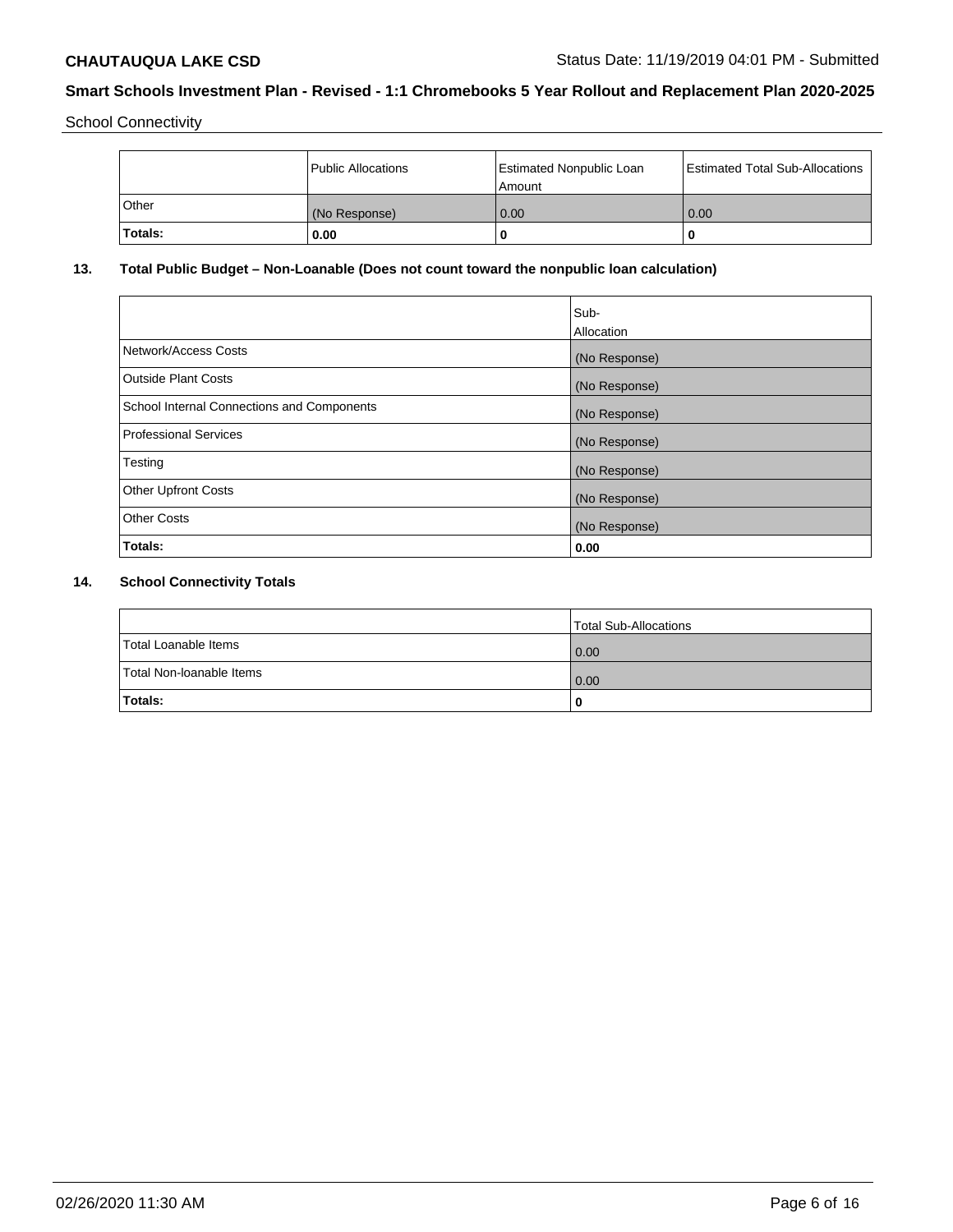School Connectivity

| | Public Allocations | Estimated Nonpublic Loan Amount | Estimated Total Sub-Allocations |
|---|---|---|---|
| Other | (No Response) | 0.00 | 0.00 |
| **Totals:** | **0.00** | **0** | **0** |

## 13. Total Public Budget – Non-Loanable (Does not count toward the nonpublic loan calculation)

| | Sub-Allocation |
|---|---|
| Network/Access Costs | (No Response) |
| Outside Plant Costs | (No Response) |
| School Internal Connections and Components | (No Response) |
| Professional Services | (No Response) |
| Testing | (No Response) |
| Other Upfront Costs | (No Response) |
| Other Costs | (No Response) |
| **Totals:** | **0.00** |

## 14. School Connectivity Totals

| | Total Sub-Allocations |
|---|---|
| Total Loanable Items | 0.00 |
| Total Non-loanable Items | 0.00 |
| **Totals:** | **0** |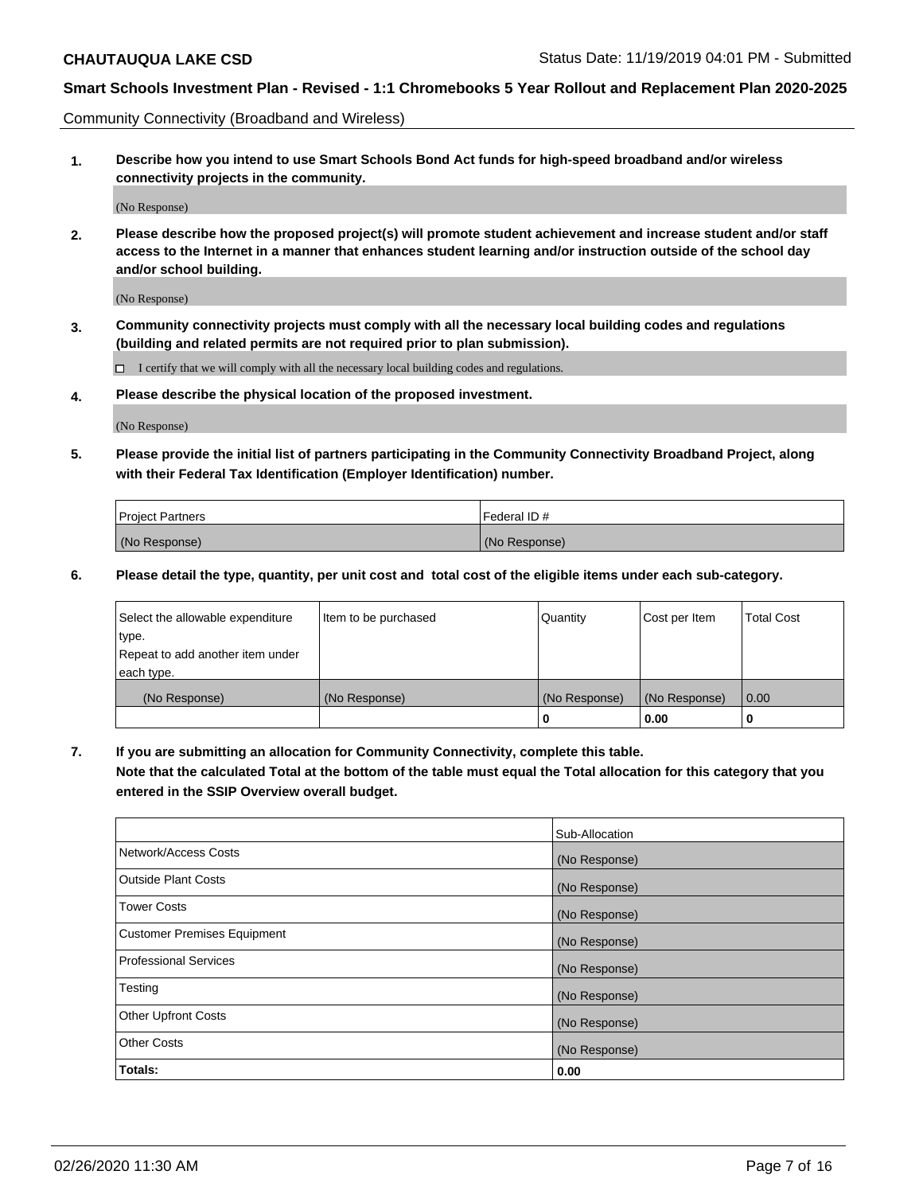Community Connectivity (Broadband and Wireless)

**1. Describe how you intend to use Smart Schools Bond Act funds for high-speed broadband and/or wireless connectivity projects in the community.**

(No Response)

**2. Please describe how the proposed project(s) will promote student achievement and increase student and/or staff access to the Internet in a manner that enhances student learning and/or instruction outside of the school day and/or school building.**

(No Response)

**3. Community connectivity projects must comply with all the necessary local building codes and regulations (building and related permits are not required prior to plan submission).**

☐ I certify that we will comply with all the necessary local building codes and regulations.

**4. Please describe the physical location of the proposed investment.**

(No Response)

**5. Please provide the initial list of partners participating in the Community Connectivity Broadband Project, along with their Federal Tax Identification (Employer Identification) number.**

| Project Partners | Federal ID # |
|---|---|
| (No Response) | (No Response) |

**6. Please detail the type, quantity, per unit cost and total cost of the eligible items under each sub-category.**

| Select the allowable expenditure type. Repeat to add another item under each type. | Item to be purchased | Quantity | Cost per Item | Total Cost |
|---|---|---|---|---|
| (No Response) | (No Response) | (No Response) | (No Response) | 0.00 |
| | | 0 | 0.00 | 0 |

**7. If you are submitting an allocation for Community Connectivity, complete this table. Note that the calculated Total at the bottom of the table must equal the Total allocation for this category that you entered in the SSIP Overview overall budget.**

| | Sub-Allocation |
|---|---|
| Network/Access Costs | (No Response) |
| Outside Plant Costs | (No Response) |
| Tower Costs | (No Response) |
| Customer Premises Equipment | (No Response) |
| Professional Services | (No Response) |
| Testing | (No Response) |
| Other Upfront Costs | (No Response) |
| Other Costs | (No Response) |
| **Totals:** | **0.00** |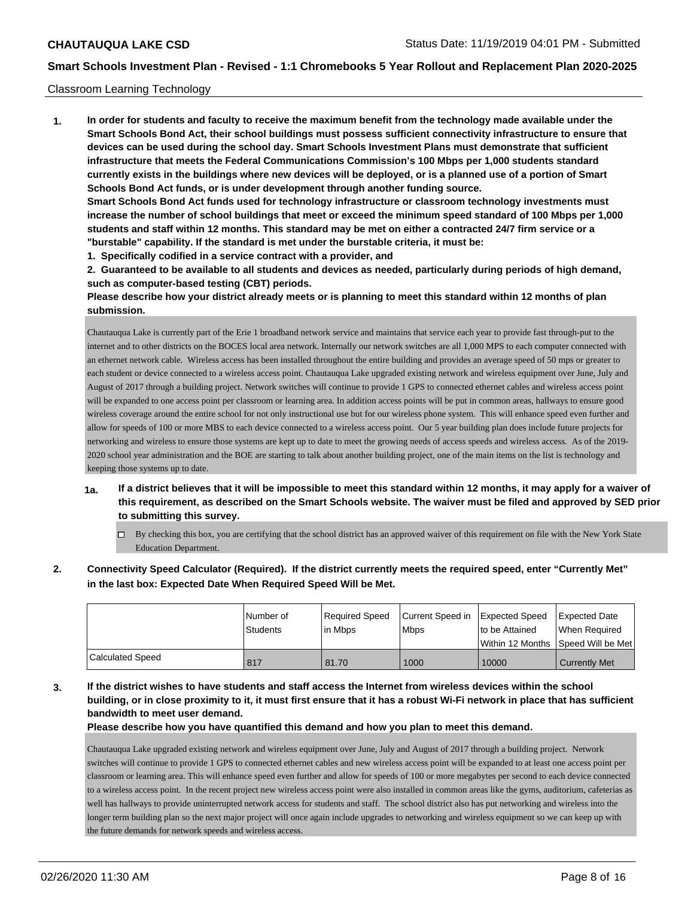**CHAUTAUQUA LAKE CSD** Status Date: 11/19/2019 04:01 PM - Submitted

## Smart Schools Investment Plan - Revised - 1:1 Chromebooks 5 Year Rollout and Replacement Plan 2020-2025

Classroom Learning Technology

**1. In order for students and faculty to receive the maximum benefit from the technology made available under the Smart Schools Bond Act, their school buildings must possess sufficient connectivity infrastructure to ensure that devices can be used during the school day. Smart Schools Investment Plans must demonstrate that sufficient infrastructure that meets the Federal Communications Commission's 100 Mbps per 1,000 students standard currently exists in the buildings where new devices will be deployed, or is a planned use of a portion of Smart Schools Bond Act funds, or is under development through another funding source.**

**Smart Schools Bond Act funds used for technology infrastructure or classroom technology investments must increase the number of school buildings that meet or exceed the minimum speed standard of 100 Mbps per 1,000 students and staff within 12 months. This standard may be met on either a contracted 24/7 firm service or a "burstable" capability. If the standard is met under the burstable criteria, it must be:**

**1. Specifically codified in a service contract with a provider, and**

**2. Guaranteed to be available to all students and devices as needed, particularly during periods of high demand, such as computer-based testing (CBT) periods.**

**Please describe how your district already meets or is planning to meet this standard within 12 months of plan submission.**

Chautauqua Lake is currently part of the Erie 1 broadband network service and maintains that service each year to provide fast through-put to the internet and to other districts on the BOCES local area network. Internally our network switches are all 1,000 MPS to each computer connected with an ethernet network cable. Wireless access has been installed throughout the entire building and provides an average speed of 50 mps or greater to each student or device connected to a wireless access point. Chautauqua Lake upgraded existing network and wireless equipment over June, July and August of 2017 through a building project. Network switches will continue to provide 1 GPS to connected ethernet cables and wireless access point will be expanded to one access point per classroom or learning area. In addition access points will be put in common areas, hallways to ensure good wireless coverage around the entire school for not only instructional use but for our wireless phone system. This will enhance speed even further and allow for speeds of 100 or more MBS to each device connected to a wireless access point. Our 5 year building plan does include future projects for networking and wireless to ensure those systems are kept up to date to meet the growing needs of access speeds and wireless access. As of the 2019-2020 school year administration and the BOE are starting to talk about another building project, one of the main items on the list is technology and keeping those systems up to date.

**1a. If a district believes that it will be impossible to meet this standard within 12 months, it may apply for a waiver of this requirement, as described on the Smart Schools website. The waiver must be filed and approved by SED prior to submitting this survey.**

- ☐ By checking this box, you are certifying that the school district has an approved waiver of this requirement on file with the New York State Education Department.

**2. Connectivity Speed Calculator (Required). If the district currently meets the required speed, enter "Currently Met" in the last box: Expected Date When Required Speed Will be Met.**

| | Number of Students | Required Speed in Mbps | Current Speed in Mbps | Expected Speed to be Attained Within 12 Months | Expected Date When Required Speed Will be Met |
|---|---|---|---|---|---|
| Calculated Speed | 817 | 81.70 | 1000 | 10000 | Currently Met |

**3. If the district wishes to have students and staff access the Internet from wireless devices within the school building, or in close proximity to it, it must first ensure that it has a robust Wi-Fi network in place that has sufficient bandwidth to meet user demand.**

**Please describe how you have quantified this demand and how you plan to meet this demand.**

Chautauqua Lake upgraded existing network and wireless equipment over June, July and August of 2017 through a building project. Network switches will continue to provide 1 GPS to connected ethernet cables and new wireless access point will be expanded to at least one access point per classroom or learning area. This will enhance speed even further and allow for speeds of 100 or more megabytes per second to each device connected to a wireless access point. In the recent project new wireless access point were also installed in common areas like the gyms, auditorium, cafeterias as well has hallways to provide uninterrupted network access for students and staff. The school district also has put networking and wireless into the longer term building plan so the next major project will once again include upgrades to networking and wireless equipment so we can keep up with the future demands for network speeds and wireless access.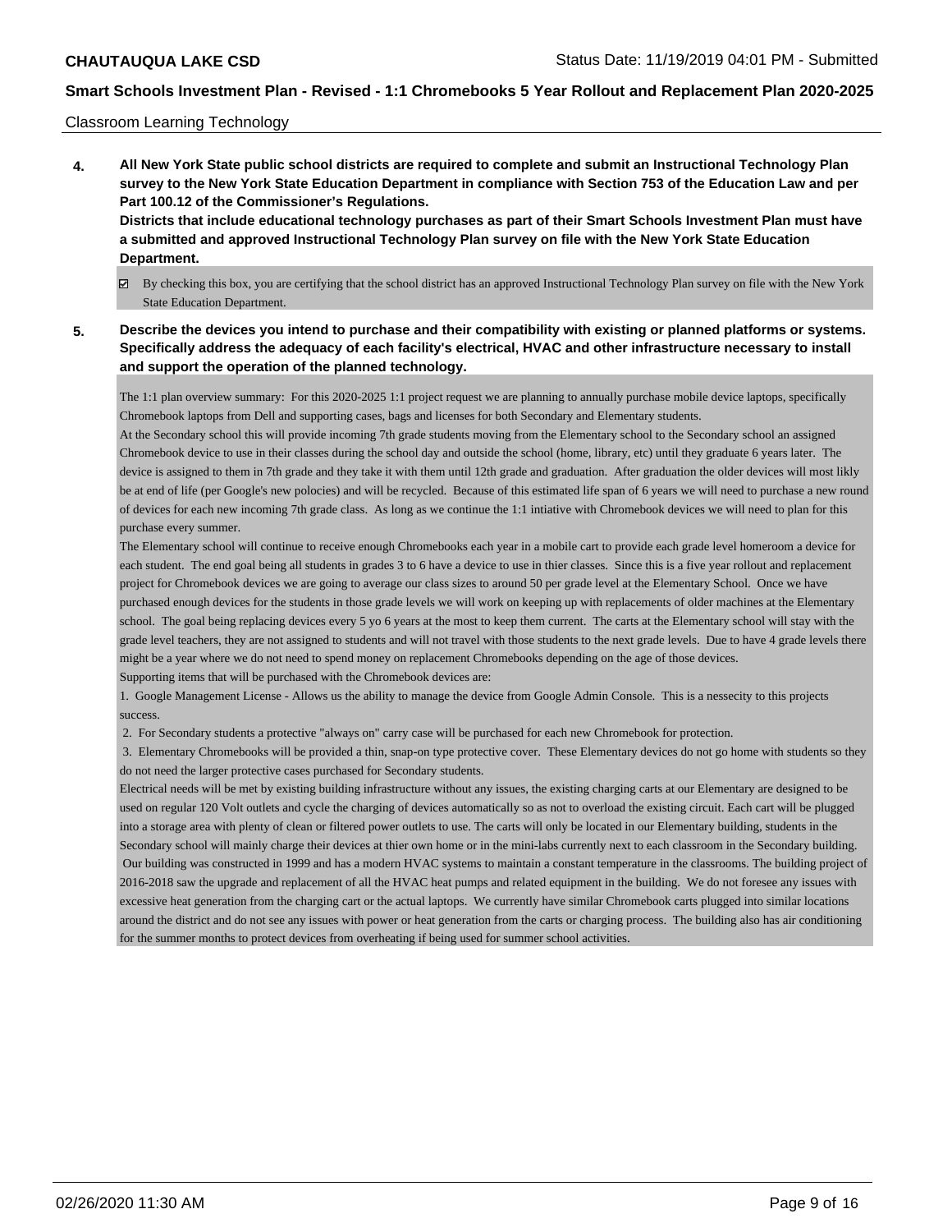Classroom Learning Technology

**4. All New York State public school districts are required to complete and submit an Instructional Technology Plan survey to the New York State Education Department in compliance with Section 753 of the Education Law and per Part 100.12 of the Commissioner's Regulations.**

**Districts that include educational technology purchases as part of their Smart Schools Investment Plan must have a submitted and approved Instructional Technology Plan survey on file with the New York State Education Department.**

☑ By checking this box, you are certifying that the school district has an approved Instructional Technology Plan survey on file with the New York State Education Department.

**5. Describe the devices you intend to purchase and their compatibility with existing or planned platforms or systems. Specifically address the adequacy of each facility's electrical, HVAC and other infrastructure necessary to install and support the operation of the planned technology.**

The 1:1 plan overview summary: For this 2020-2025 1:1 project request we are planning to annually purchase mobile device laptops, specifically Chromebook laptops from Dell and supporting cases, bags and licenses for both Secondary and Elementary students.

At the Secondary school this will provide incoming 7th grade students moving from the Elementary school to the Secondary school an assigned Chromebook device to use in their classes during the school day and outside the school (home, library, etc) until they graduate 6 years later. The device is assigned to them in 7th grade and they take it with them until 12th grade and graduation. After graduation the older devices will most likly be at end of life (per Google's new polocies) and will be recycled. Because of this estimated life span of 6 years we will need to purchase a new round of devices for each new incoming 7th grade class. As long as we continue the 1:1 intiative with Chromebook devices we will need to plan for this purchase every summer.

The Elementary school will continue to receive enough Chromebooks each year in a mobile cart to provide each grade level homeroom a device for each student. The end goal being all students in grades 3 to 6 have a device to use in thier classes. Since this is a five year rollout and replacement project for Chromebook devices we are going to average our class sizes to around 50 per grade level at the Elementary School. Once we have purchased enough devices for the students in those grade levels we will work on keeping up with replacements of older machines at the Elementary school. The goal being replacing devices every 5 yo 6 years at the most to keep them current. The carts at the Elementary school will stay with the grade level teachers, they are not assigned to students and will not travel with those students to the next grade levels. Due to have 4 grade levels there might be a year where we do not need to spend money on replacement Chromebooks depending on the age of those devices.

Supporting items that will be purchased with the Chromebook devices are:

1. Google Management License - Allows us the ability to manage the device from Google Admin Console. This is a nessecity to this projects success.
2. For Secondary students a protective "always on" carry case will be purchased for each new Chromebook for protection.
3. Elementary Chromebooks will be provided a thin, snap-on type protective cover. These Elementary devices do not go home with students so they do not need the larger protective cases purchased for Secondary students.

Electrical needs will be met by existing building infrastructure without any issues, the existing charging carts at our Elementary are designed to be used on regular 120 Volt outlets and cycle the charging of devices automatically so as not to overload the existing circuit. Each cart will be plugged into a storage area with plenty of clean or filtered power outlets to use. The carts will only be located in our Elementary building, students in the Secondary school will mainly charge their devices at thier own home or in the mini-labs currently next to each classroom in the Secondary building. Our building was constructed in 1999 and has a modern HVAC systems to maintain a constant temperature in the classrooms. The building project of 2016-2018 saw the upgrade and replacement of all the HVAC heat pumps and related equipment in the building. We do not foresee any issues with excessive heat generation from the charging cart or the actual laptops. We currently have similar Chromebook carts plugged into similar locations around the district and do not see any issues with power or heat generation from the carts or charging process. The building also has air conditioning for the summer months to protect devices from overheating if being used for summer school activities.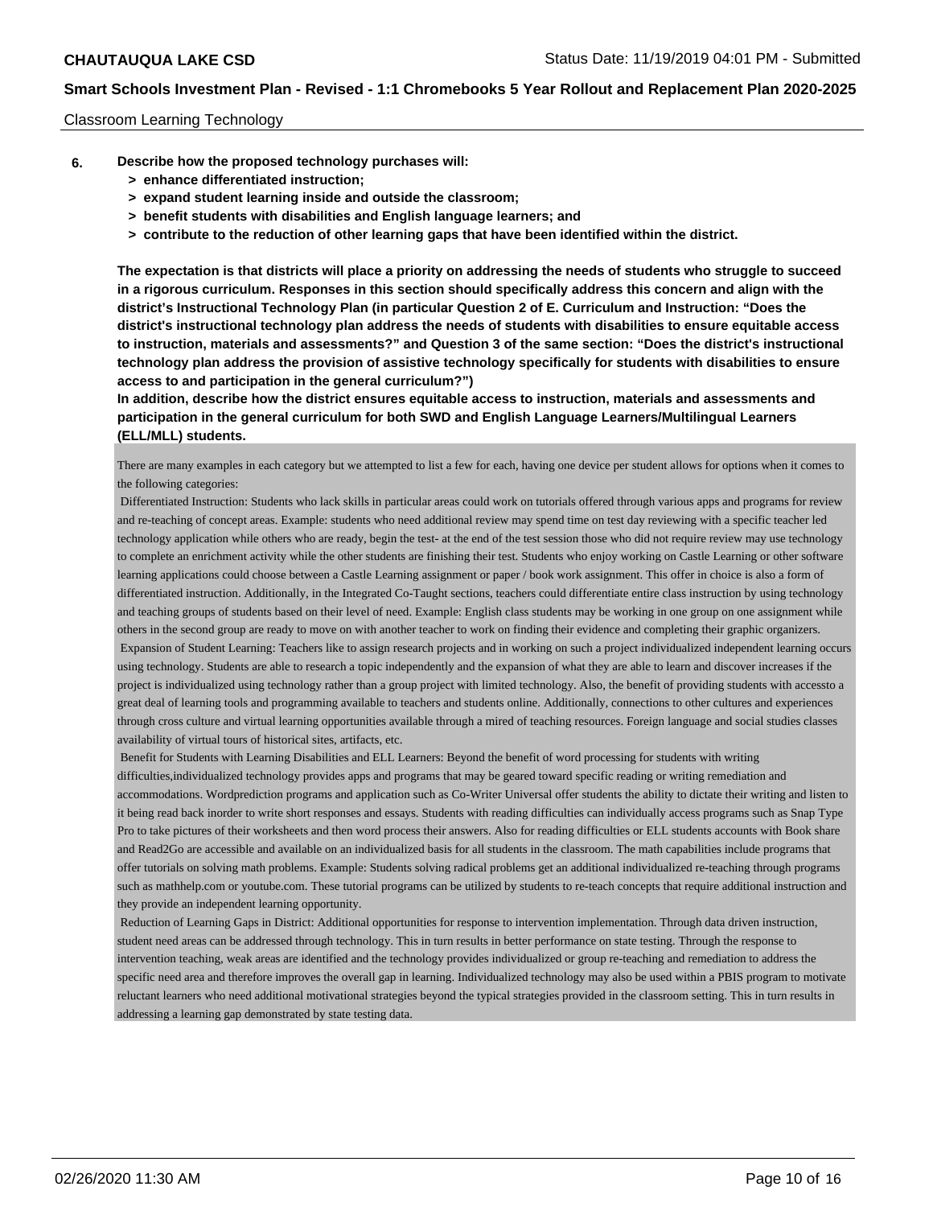Classroom Learning Technology

6. **Describe how the proposed technology purchases will:**
   - **> enhance differentiated instruction;**
   - **> expand student learning inside and outside the classroom;**
   - **> benefit students with disabilities and English language learners; and**
   - **> contribute to the reduction of other learning gaps that have been identified within the district.**

**The expectation is that districts will place a priority on addressing the needs of students who struggle to succeed in a rigorous curriculum. Responses in this section should specifically address this concern and align with the district's Instructional Technology Plan (in particular Question 2 of E. Curriculum and Instruction: "Does the district's instructional technology plan address the needs of students with disabilities to ensure equitable access to instruction, materials and assessments?" and Question 3 of the same section: "Does the district's instructional technology plan address the provision of assistive technology specifically for students with disabilities to ensure access to and participation in the general curriculum?")**

**In addition, describe how the district ensures equitable access to instruction, materials and assessments and participation in the general curriculum for both SWD and English Language Learners/Multilingual Learners (ELL/MLL) students.**

There are many examples in each category but we attempted to list a few for each, having one device per student allows for options when it comes to the following categories:

Differentiated Instruction: Students who lack skills in particular areas could work on tutorials offered through various apps and programs for review and re-teaching of concept areas. Example: students who need additional review may spend time on test day reviewing with a specific teacher led technology application while others who are ready, begin the test- at the end of the test session those who did not require review may use technology to complete an enrichment activity while the other students are finishing their test. Students who enjoy working on Castle Learning or other software learning applications could choose between a Castle Learning assignment or paper / book work assignment. This offer in choice is also a form of differentiated instruction. Additionally, in the Integrated Co-Taught sections, teachers could differentiate entire class instruction by using technology and teaching groups of students based on their level of need. Example: English class students may be working in one group on one assignment while others in the second group are ready to move on with another teacher to work on finding their evidence and completing their graphic organizers.

Expansion of Student Learning: Teachers like to assign research projects and in working on such a project individualized independent learning occurs using technology. Students are able to research a topic independently and the expansion of what they are able to learn and discover increases if the project is individualized using technology rather than a group project with limited technology. Also, the benefit of providing students with accessto a great deal of learning tools and programming available to teachers and students online. Additionally, connections to other cultures and experiences through cross culture and virtual learning opportunities available through a mired of teaching resources. Foreign language and social studies classes availability of virtual tours of historical sites, artifacts, etc.

Benefit for Students with Learning Disabilities and ELL Learners: Beyond the benefit of word processing for students with writing difficulties,individualized technology provides apps and programs that may be geared toward specific reading or writing remediation and accommodations. Wordprediction programs and application such as Co-Writer Universal offer students the ability to dictate their writing and listen to it being read back inorder to write short responses and essays. Students with reading difficulties can individually access programs such as Snap Type Pro to take pictures of their worksheets and then word process their answers. Also for reading difficulties or ELL students accounts with Book share and Read2Go are accessible and available on an individualized basis for all students in the classroom. The math capabilities include programs that offer tutorials on solving math problems. Example: Students solving radical problems get an additional individualized re-teaching through programs such as mathhelp.com or youtube.com. These tutorial programs can be utilized by students to re-teach concepts that require additional instruction and they provide an independent learning opportunity.

Reduction of Learning Gaps in District: Additional opportunities for response to intervention implementation. Through data driven instruction, student need areas can be addressed through technology. This in turn results in better performance on state testing. Through the response to intervention teaching, weak areas are identified and the technology provides individualized or group re-teaching and remediation to address the specific need area and therefore improves the overall gap in learning. Individualized technology may also be used within a PBIS program to motivate reluctant learners who need additional motivational strategies beyond the typical strategies provided in the classroom setting. This in turn results in addressing a learning gap demonstrated by state testing data.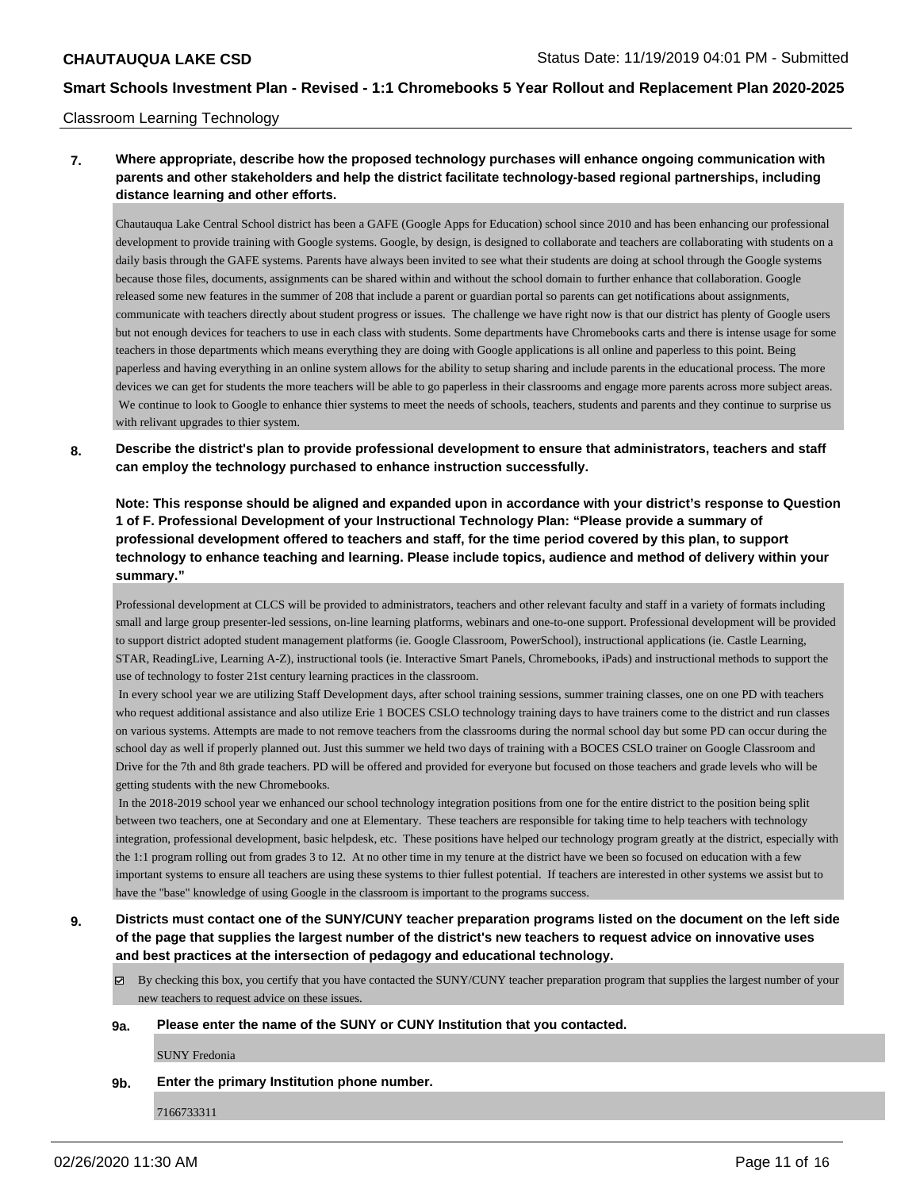Classroom Learning Technology

**7. Where appropriate, describe how the proposed technology purchases will enhance ongoing communication with parents and other stakeholders and help the district facilitate technology-based regional partnerships, including distance learning and other efforts.**

Chautauqua Lake Central School district has been a GAFE (Google Apps for Education) school since 2010 and has been enhancing our professional development to provide training with Google systems. Google, by design, is designed to collaborate and teachers are collaborating with students on a daily basis through the GAFE systems. Parents have always been invited to see what their students are doing at school through the Google systems because those files, documents, assignments can be shared within and without the school domain to further enhance that collaboration. Google released some new features in the summer of 208 that include a parent or guardian portal so parents can get notifications about assignments, communicate with teachers directly about student progress or issues. The challenge we have right now is that our district has plenty of Google users but not enough devices for teachers to use in each class with students. Some departments have Chromebooks carts and there is intense usage for some teachers in those departments which means everything they are doing with Google applications is all online and paperless to this point. Being paperless and having everything in an online system allows for the ability to setup sharing and include parents in the educational process. The more devices we can get for students the more teachers will be able to go paperless in their classrooms and engage more parents across more subject areas. We continue to look to Google to enhance thier systems to meet the needs of schools, teachers, students and parents and they continue to surprise us with relivant upgrades to thier system.

**8. Describe the district's plan to provide professional development to ensure that administrators, teachers and staff can employ the technology purchased to enhance instruction successfully.**

**Note: This response should be aligned and expanded upon in accordance with your district's response to Question 1 of F. Professional Development of your Instructional Technology Plan: "Please provide a summary of professional development offered to teachers and staff, for the time period covered by this plan, to support technology to enhance teaching and learning. Please include topics, audience and method of delivery within your summary."**

Professional development at CLCS will be provided to administrators, teachers and other relevant faculty and staff in a variety of formats including small and large group presenter-led sessions, on-line learning platforms, webinars and one-to-one support. Professional development will be provided to support district adopted student management platforms (ie. Google Classroom, PowerSchool), instructional applications (ie. Castle Learning, STAR, ReadingLive, Learning A-Z), instructional tools (ie. Interactive Smart Panels, Chromebooks, iPads) and instructional methods to support the use of technology to foster 21st century learning practices in the classroom.

In every school year we are utilizing Staff Development days, after school training sessions, summer training classes, one on one PD with teachers who request additional assistance and also utilize Erie 1 BOCES CSLO technology training days to have trainers come to the district and run classes on various systems. Attempts are made to not remove teachers from the classrooms during the normal school day but some PD can occur during the school day as well if properly planned out. Just this summer we held two days of training with a BOCES CSLO trainer on Google Classroom and Drive for the 7th and 8th grade teachers. PD will be offered and provided for everyone but focused on those teachers and grade levels who will be getting students with the new Chromebooks.

In the 2018-2019 school year we enhanced our school technology integration positions from one for the entire district to the position being split between two teachers, one at Secondary and one at Elementary. These teachers are responsible for taking time to help teachers with technology integration, professional development, basic helpdesk, etc. These positions have helped our technology program greatly at the district, especially with the 1:1 program rolling out from grades 3 to 12. At no other time in my tenure at the district have we been so focused on education with a few important systems to ensure all teachers are using these systems to thier fullest potential. If teachers are interested in other systems we assist but to have the "base" knowledge of using Google in the classroom is important to the programs success.

**9. Districts must contact one of the SUNY/CUNY teacher preparation programs listed on the document on the left side of the page that supplies the largest number of the district's new teachers to request advice on innovative uses and best practices at the intersection of pedagogy and educational technology.**

☑ By checking this box, you certify that you have contacted the SUNY/CUNY teacher preparation program that supplies the largest number of your new teachers to request advice on these issues.

**9a. Please enter the name of the SUNY or CUNY Institution that you contacted.**

SUNY Fredonia

**9b. Enter the primary Institution phone number.**

7166733311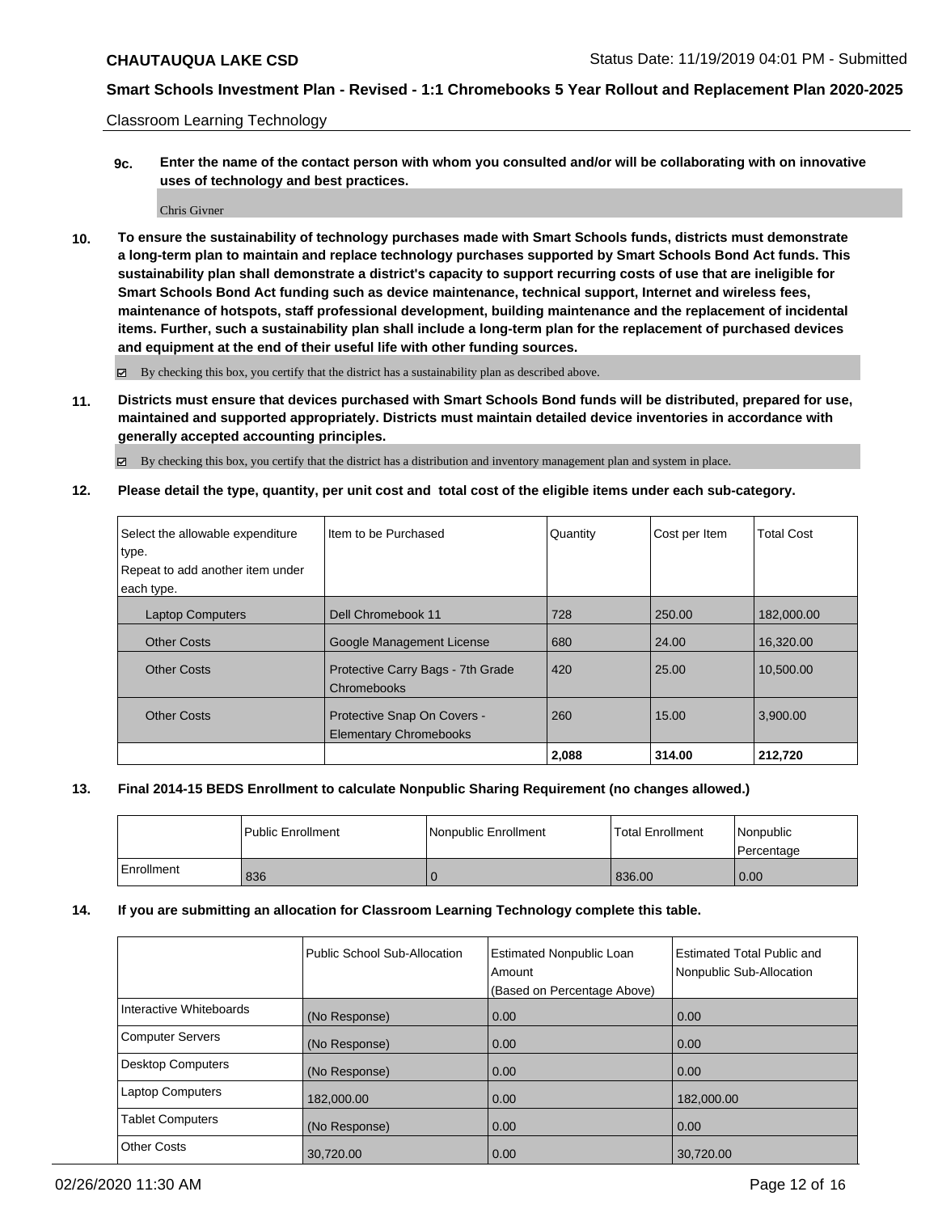Classroom Learning Technology

**9c. Enter the name of the contact person with whom you consulted and/or will be collaborating with on innovative uses of technology and best practices.**

Chris Givner

**10. To ensure the sustainability of technology purchases made with Smart Schools funds, districts must demonstrate a long-term plan to maintain and replace technology purchases supported by Smart Schools Bond Act funds. This sustainability plan shall demonstrate a district's capacity to support recurring costs of use that are ineligible for Smart Schools Bond Act funding such as device maintenance, technical support, Internet and wireless fees, maintenance of hotspots, staff professional development, building maintenance and the replacement of incidental items. Further, such a sustainability plan shall include a long-term plan for the replacement of purchased devices and equipment at the end of their useful life with other funding sources.**

☑ By checking this box, you certify that the district has a sustainability plan as described above.

**11. Districts must ensure that devices purchased with Smart Schools Bond funds will be distributed, prepared for use, maintained and supported appropriately. Districts must maintain detailed device inventories in accordance with generally accepted accounting principles.**

☑ By checking this box, you certify that the district has a distribution and inventory management plan and system in place.

**12. Please detail the type, quantity, per unit cost and total cost of the eligible items under each sub-category.**

| Select the allowable expenditure type. Repeat to add another item under each type. | Item to be Purchased | Quantity | Cost per Item | Total Cost |
|---|---|---|---|---|
| Laptop Computers | Dell Chromebook 11 | 728 | 250.00 | 182,000.00 |
| Other Costs | Google Management License | 680 | 24.00 | 16,320.00 |
| Other Costs | Protective Carry Bags - 7th Grade Chromebooks | 420 | 25.00 | 10,500.00 |
| Other Costs | Protective Snap On Covers - Elementary Chromebooks | 260 | 15.00 | 3,900.00 |
| | | **2,088** | **314.00** | **212,720** |

**13. Final 2014-15 BEDS Enrollment to calculate Nonpublic Sharing Requirement (no changes allowed.)**

| | Public Enrollment | Nonpublic Enrollment | Total Enrollment | Nonpublic Percentage |
|---|---|---|---|---|
| Enrollment | 836 | 0 | 836.00 | 0.00 |

**14. If you are submitting an allocation for Classroom Learning Technology complete this table.**

| | Public School Sub-Allocation | Estimated Nonpublic Loan Amount (Based on Percentage Above) | Estimated Total Public and Nonpublic Sub-Allocation |
|---|---|---|---|
| Interactive Whiteboards | (No Response) | 0.00 | 0.00 |
| Computer Servers | (No Response) | 0.00 | 0.00 |
| Desktop Computers | (No Response) | 0.00 | 0.00 |
| Laptop Computers | 182,000.00 | 0.00 | 182,000.00 |
| Tablet Computers | (No Response) | 0.00 | 0.00 |
| Other Costs | 30,720.00 | 0.00 | 30,720.00 |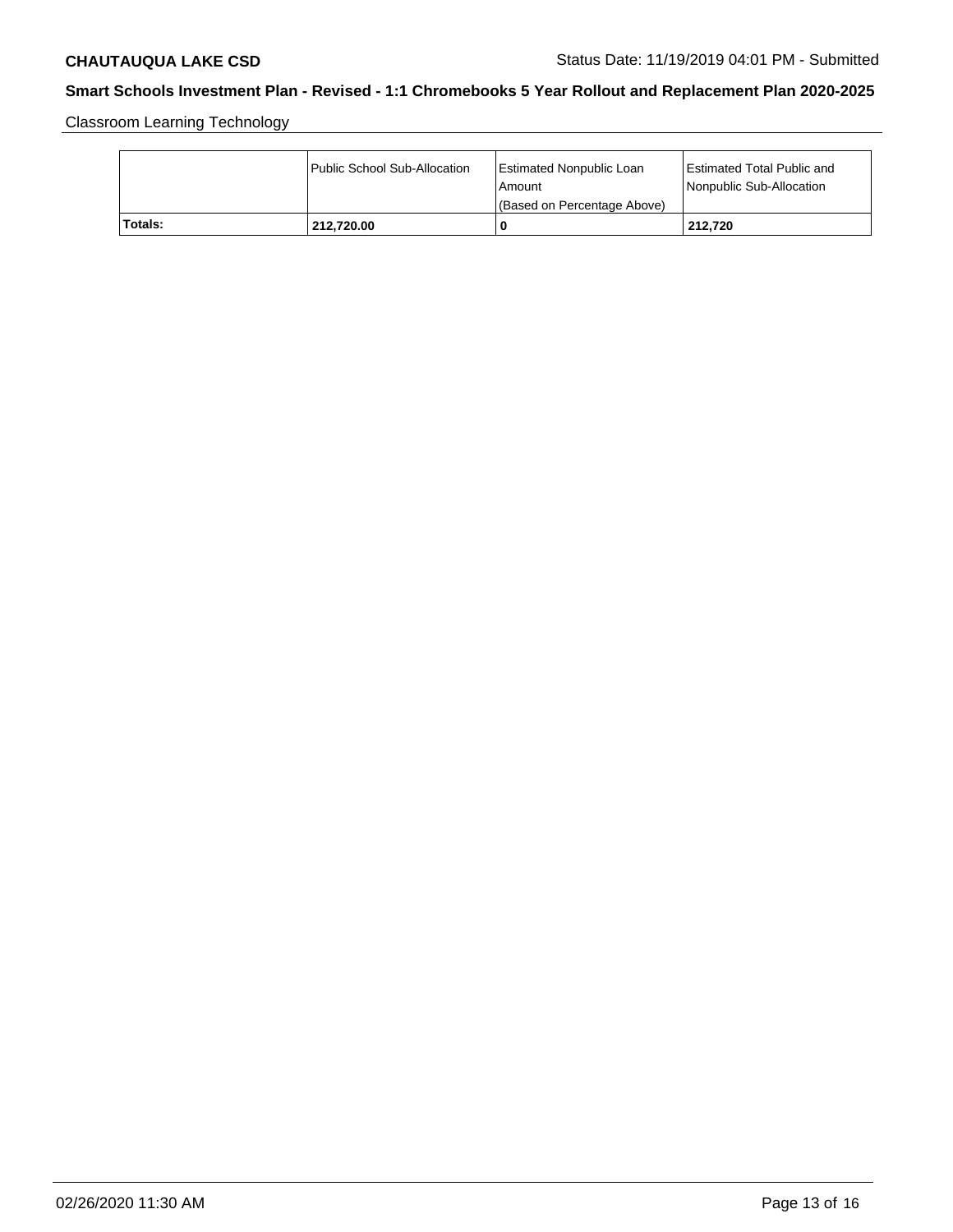Classroom Learning Technology

| | Public School Sub-Allocation | Estimated Nonpublic Loan Amount (Based on Percentage Above) | Estimated Total Public and Nonpublic Sub-Allocation |
|---|---|---|---|
| **Totals:** | **212,720.00** | **0** | **212,720** |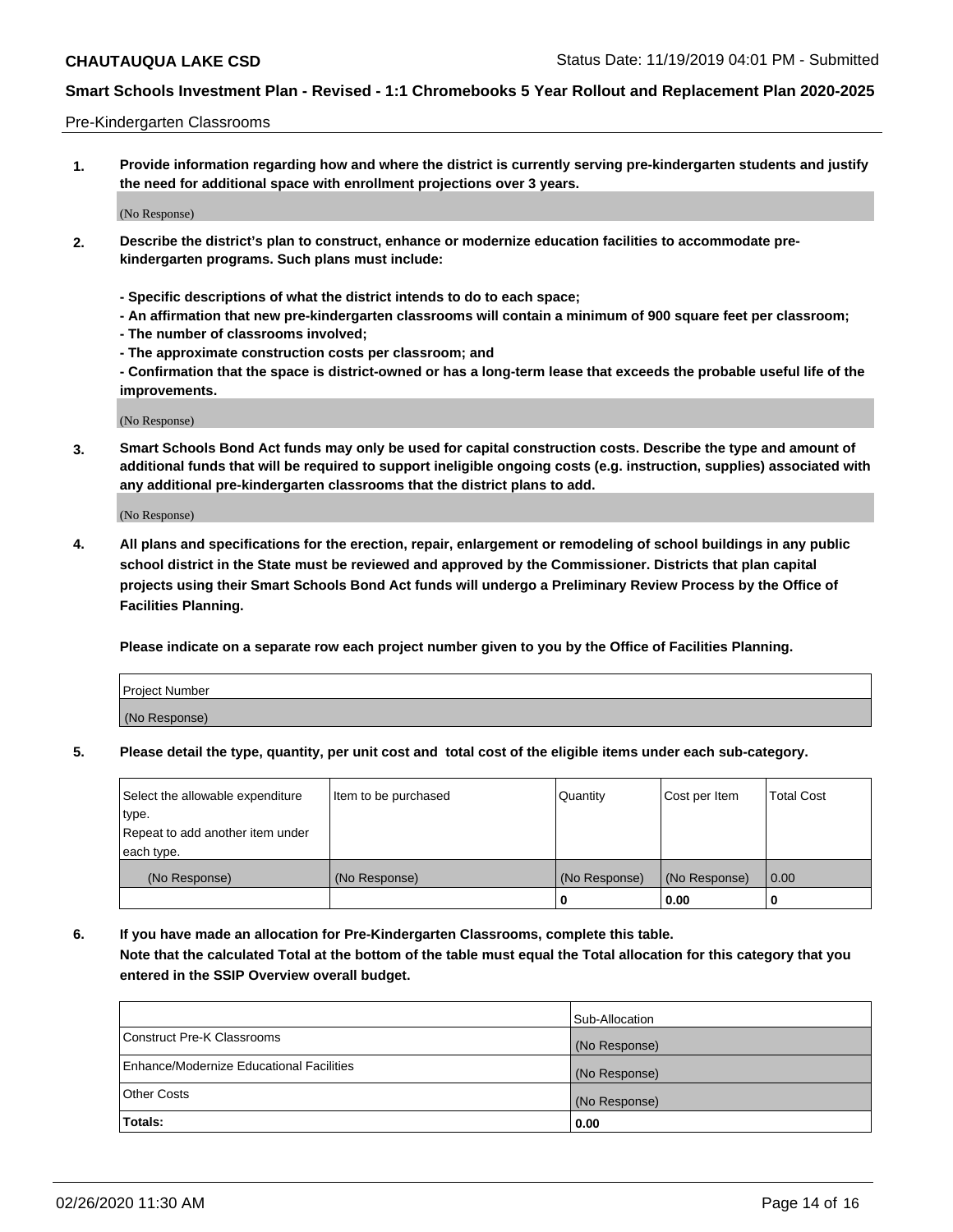Pre-Kindergarten Classrooms

**1. Provide information regarding how and where the district is currently serving pre-kindergarten students and justify the need for additional space with enrollment projections over 3 years.**

(No Response)

**2. Describe the district's plan to construct, enhance or modernize education facilities to accommodate pre-kindergarten programs. Such plans must include:**

**- Specific descriptions of what the district intends to do to each space;**
**- An affirmation that new pre-kindergarten classrooms will contain a minimum of 900 square feet per classroom;**
**- The number of classrooms involved;**
**- The approximate construction costs per classroom; and**
**- Confirmation that the space is district-owned or has a long-term lease that exceeds the probable useful life of the improvements.**

(No Response)

**3. Smart Schools Bond Act funds may only be used for capital construction costs. Describe the type and amount of additional funds that will be required to support ineligible ongoing costs (e.g. instruction, supplies) associated with any additional pre-kindergarten classrooms that the district plans to add.**

(No Response)

**4. All plans and specifications for the erection, repair, enlargement or remodeling of school buildings in any public school district in the State must be reviewed and approved by the Commissioner. Districts that plan capital projects using their Smart Schools Bond Act funds will undergo a Preliminary Review Process by the Office of Facilities Planning.**

**Please indicate on a separate row each project number given to you by the Office of Facilities Planning.**

| Project Number |
|---|
| (No Response) |

**5. Please detail the type, quantity, per unit cost and total cost of the eligible items under each sub-category.**

| Select the allowable expenditure type. Repeat to add another item under each type. | Item to be purchased | Quantity | Cost per Item | Total Cost |
|---|---|---|---|---|
| (No Response) | (No Response) | (No Response) | (No Response) | 0.00 |
| | | 0 | 0.00 | 0 |

**6. If you have made an allocation for Pre-Kindergarten Classrooms, complete this table.**
**Note that the calculated Total at the bottom of the table must equal the Total allocation for this category that you entered in the SSIP Overview overall budget.**

| | Sub-Allocation |
|---|---|
| Construct Pre-K Classrooms | (No Response) |
| Enhance/Modernize Educational Facilities | (No Response) |
| Other Costs | (No Response) |
| **Totals:** | **0.00** |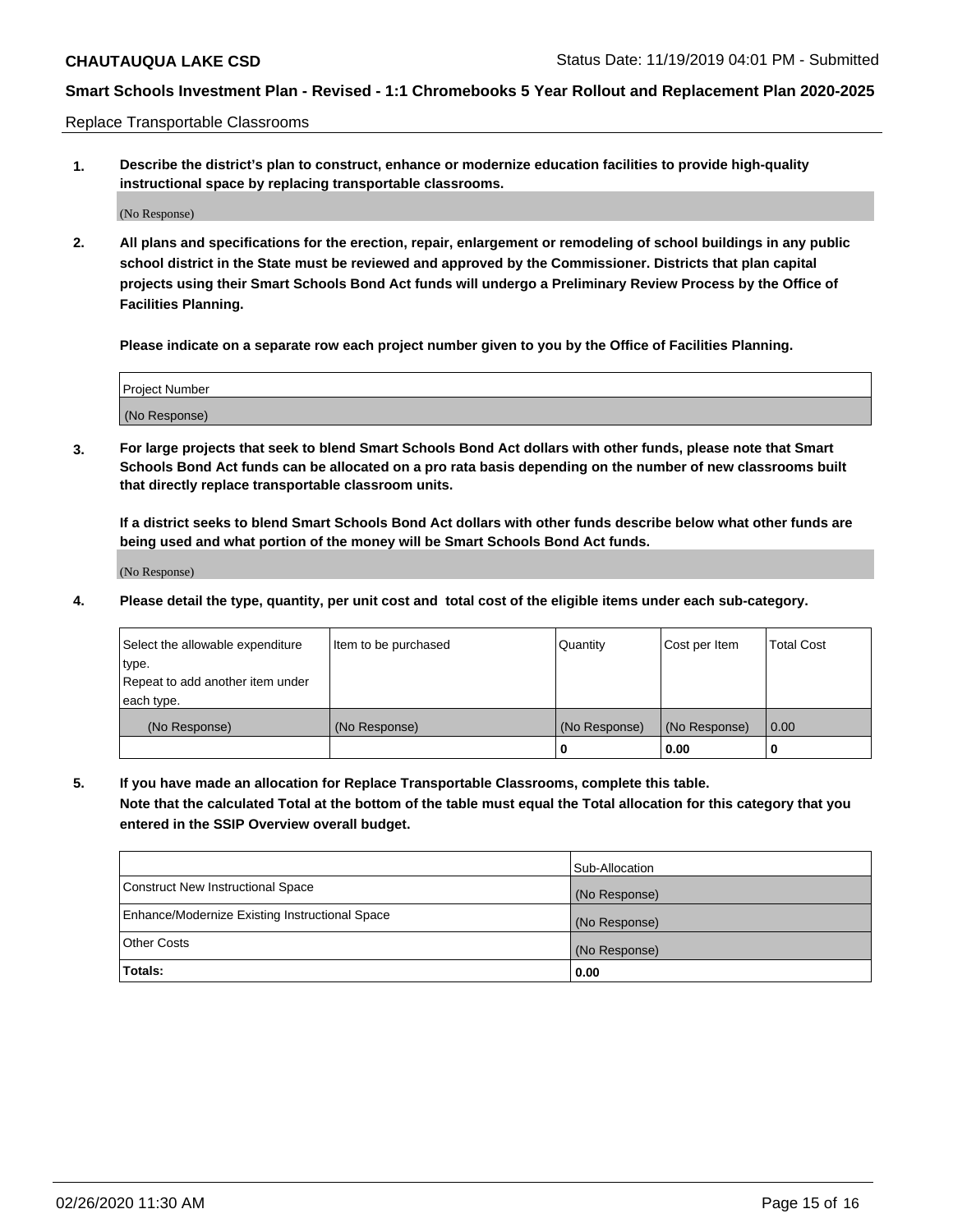Replace Transportable Classrooms

**1. Describe the district's plan to construct, enhance or modernize education facilities to provide high-quality instructional space by replacing transportable classrooms.**

(No Response)

**2. All plans and specifications for the erection, repair, enlargement or remodeling of school buildings in any public school district in the State must be reviewed and approved by the Commissioner. Districts that plan capital projects using their Smart Schools Bond Act funds will undergo a Preliminary Review Process by the Office of Facilities Planning.**

**Please indicate on a separate row each project number given to you by the Office of Facilities Planning.**

| Project Number |
| --- |
| (No Response) |

**3. For large projects that seek to blend Smart Schools Bond Act dollars with other funds, please note that Smart Schools Bond Act funds can be allocated on a pro rata basis depending on the number of new classrooms built that directly replace transportable classroom units.**

**If a district seeks to blend Smart Schools Bond Act dollars with other funds describe below what other funds are being used and what portion of the money will be Smart Schools Bond Act funds.**

(No Response)

**4. Please detail the type, quantity, per unit cost and total cost of the eligible items under each sub-category.**

| Select the allowable expenditure type. Repeat to add another item under each type. | Item to be purchased | Quantity | Cost per Item | Total Cost |
| --- | --- | --- | --- | --- |
| (No Response) | (No Response) | (No Response) | (No Response) | 0.00 |
| | | 0 | 0.00 | 0 |

**5. If you have made an allocation for Replace Transportable Classrooms, complete this table. Note that the calculated Total at the bottom of the table must equal the Total allocation for this category that you entered in the SSIP Overview overall budget.**

| | Sub-Allocation |
| --- | --- |
| Construct New Instructional Space | (No Response) |
| Enhance/Modernize Existing Instructional Space | (No Response) |
| Other Costs | (No Response) |
| **Totals:** | **0.00** |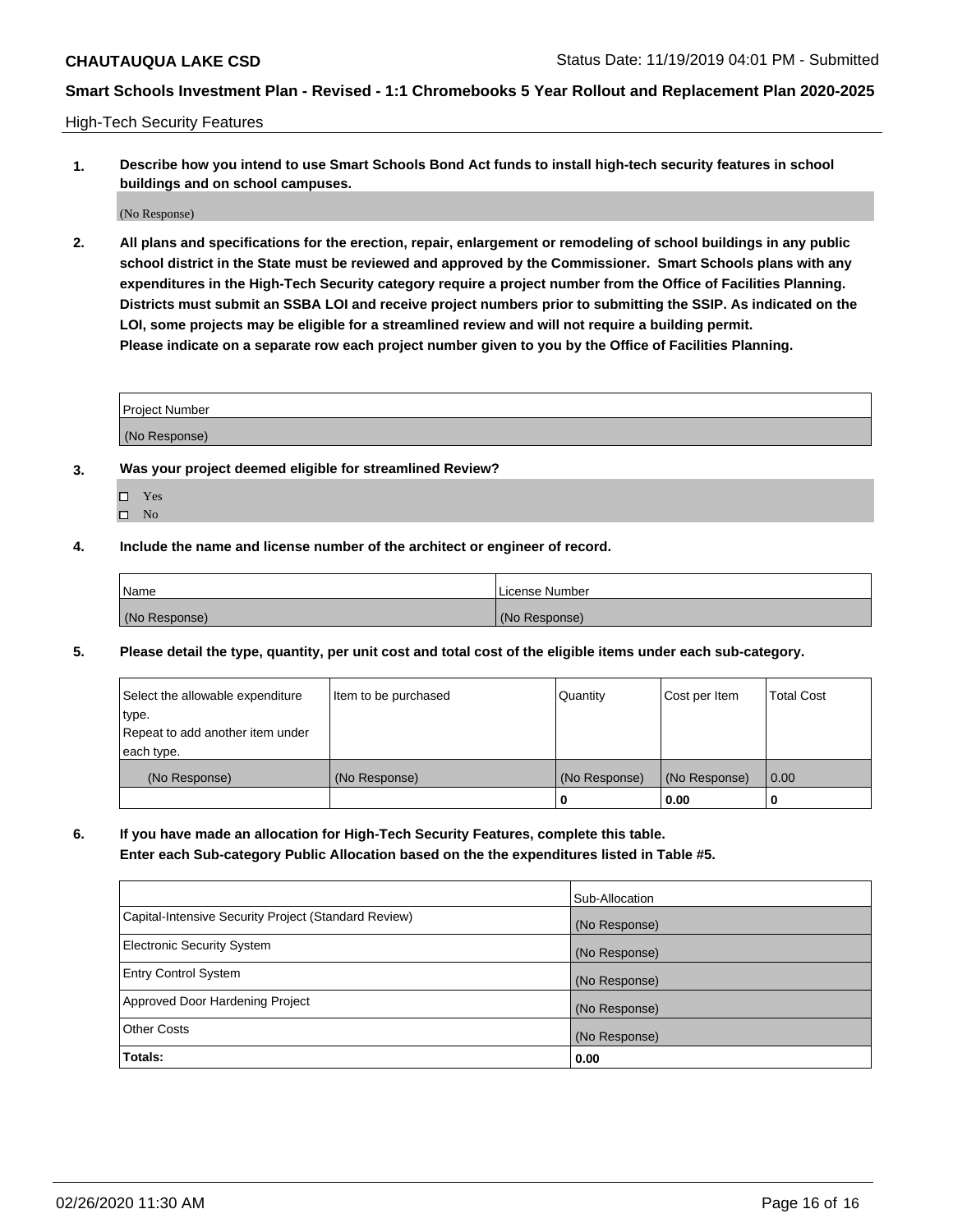High-Tech Security Features

1. **Describe how you intend to use Smart Schools Bond Act funds to install high-tech security features in school buildings and on school campuses.**

(No Response)

2. **All plans and specifications for the erection, repair, enlargement or remodeling of school buildings in any public school district in the State must be reviewed and approved by the Commissioner. Smart Schools plans with any expenditures in the High-Tech Security category require a project number from the Office of Facilities Planning. Districts must submit an SSBA LOI and receive project numbers prior to submitting the SSIP. As indicated on the LOI, some projects may be eligible for a streamlined review and will not require a building permit. Please indicate on a separate row each project number given to you by the Office of Facilities Planning.**

| Project Number |
| --- |
| (No Response) |

3. **Was your project deemed eligible for streamlined Review?**

- ☐ Yes
- ☐ No

4. **Include the name and license number of the architect or engineer of record.**

| Name | License Number |
| --- | --- |
| (No Response) | (No Response) |

5. **Please detail the type, quantity, per unit cost and total cost of the eligible items under each sub-category.**

| Select the allowable expenditure type. Repeat to add another item under each type. | Item to be purchased | Quantity | Cost per Item | Total Cost |
| --- | --- | --- | --- | --- |
| (No Response) | (No Response) | (No Response) | (No Response) | 0.00 |
| | | 0 | 0.00 | 0 |

6. **If you have made an allocation for High-Tech Security Features, complete this table. Enter each Sub-category Public Allocation based on the the expenditures listed in Table #5.**

| | Sub-Allocation |
| --- | --- |
| Capital-Intensive Security Project (Standard Review) | (No Response) |
| Electronic Security System | (No Response) |
| Entry Control System | (No Response) |
| Approved Door Hardening Project | (No Response) |
| Other Costs | (No Response) |
| **Totals:** | **0.00** |